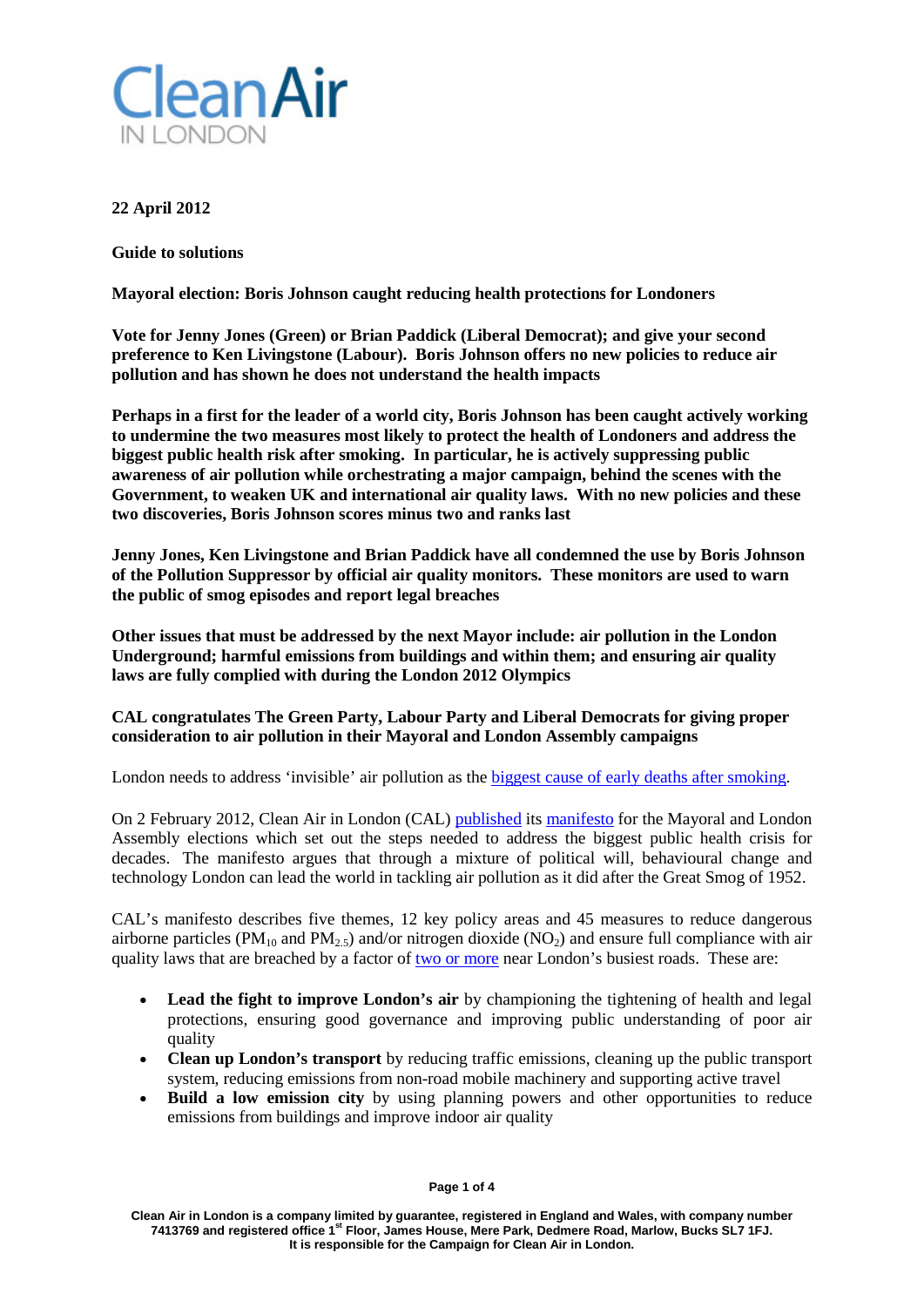# Clean Air IN LONDON

**22 April 2012**

**Guide to solutions**

**Mayoral election: Boris Johnson caught reducing health protections for Londoners**

**Vote for Jenny Jones (Green) or Brian Paddick (Liberal Democrat); and give your second preference to Ken Livingstone (Labour). Boris Johnson offers no new policies to reduce air pollution and has shown he does not understand the health impacts**

**Perhaps in a first for the leader of a world city, Boris Johnson has been caught actively working to undermine the two measures most likely to protect the health of Londoners and address the biggest public health risk after smoking. In particular, he is actively suppressing public awareness of air pollution while orchestrating a major campaign, behind the scenes with the Government, to weaken UK and international air quality laws. With no new policies and these two discoveries, Boris Johnson scores minus two and ranks last**

**Jenny Jones, Ken Livingstone and Brian Paddick have all condemned the use by Boris Johnson of the Pollution Suppressor by official air quality monitors. These monitors are used to warn the public of smog episodes and report legal breaches**

**Other issues that must be addressed by the next Mayor include: air pollution in the London Underground; harmful emissions from buildings and within them; and ensuring air quality laws are fully complied with during the London 2012 Olympics**

**CAL congratulates The Green Party, Labour Party and Liberal Democrats for giving proper consideration to air pollution in their Mayoral and London Assembly campaigns**

London needs to address 'invisible' air pollution as the biggest cause of early deaths after smoking.

On 2 February 2012, Clean Air in London (CAL) published its manifesto for the Mayoral and London Assembly elections which set out the steps needed to address the biggest public health crisis for decades. The manifesto argues that through a mixture of political will, behavioural change and technology London can lead the world in tackling air pollution as it did after the Great Smog of 1952.

CAL's manifesto describes five themes, 12 key policy areas and 45 measures to reduce dangerous airborne particles ($PM_{10}$ and $PM_{2.5}$) and/or nitrogen dioxide ($NO_2$) and ensure full compliance with air quality laws that are breached by a factor of two or more near London's busiest roads. These are:

- **Lead the fight to improve London's air** by championing the tightening of health and legal protections, ensuring good governance and improving public understanding of poor air quality
- **Clean up London's transport** by reducing traffic emissions, cleaning up the public transport system, reducing emissions from non-road mobile machinery and supporting active travel
- **Build a low emission city** by using planning powers and other opportunities to reduce emissions from buildings and improve indoor air quality

Clean Air in London is a company limited by guarantee, registered in England and Wales, with company number 7413769 and registered office 1st Floor, James House, Mere Park, Dedmere Road, Marlow, Bucks SL7 1FJ. It is responsible for the Campaign for Clean Air in London.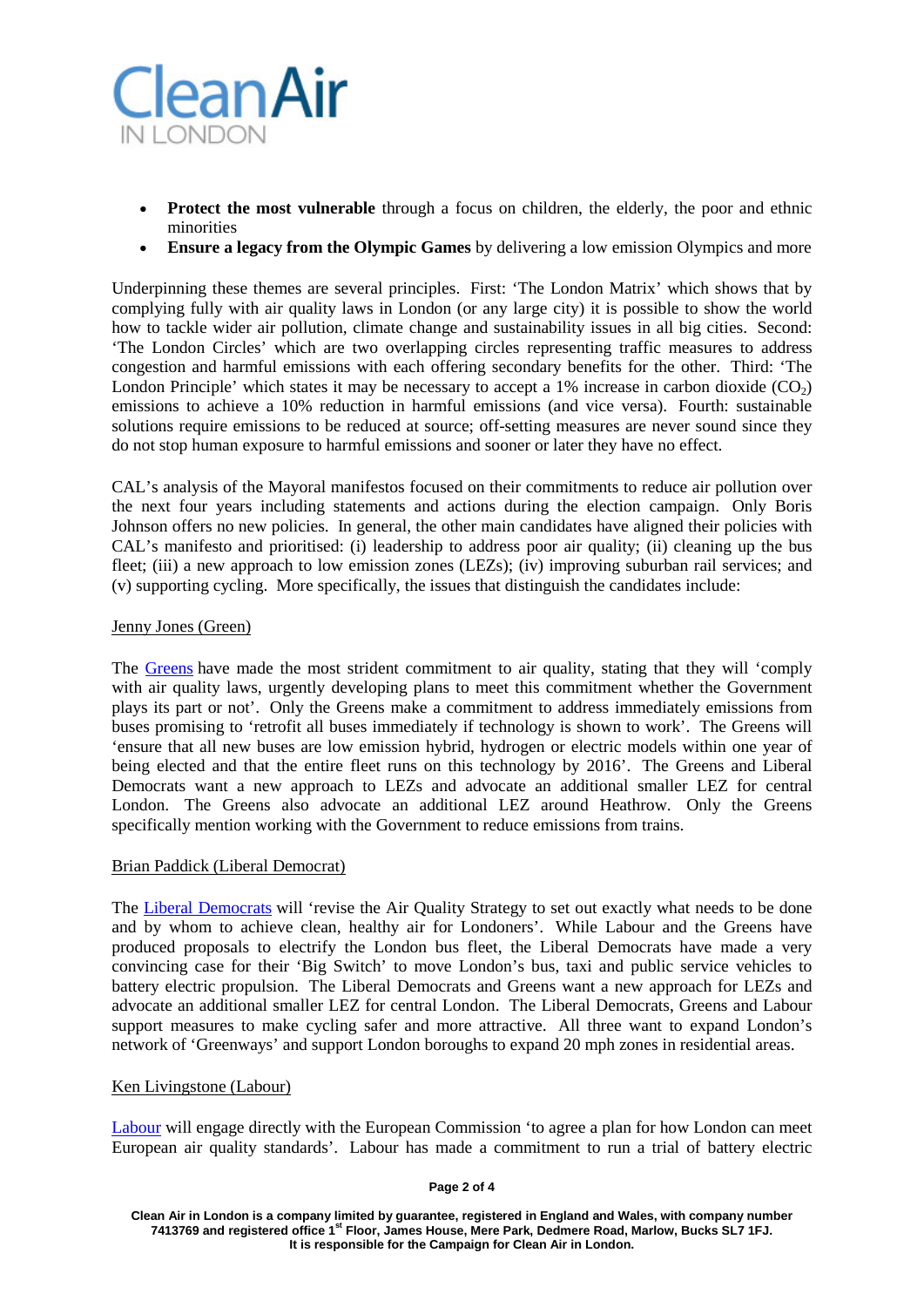- **Protect the most vulnerable** through a focus on children, the elderly, the poor and ethnic minorities
- **Ensure a legacy from the Olympic Games** by delivering a low emission Olympics and more

Underpinning these themes are several principles. First: 'The London Matrix' which shows that by complying fully with air quality laws in London (or any large city) it is possible to show the world how to tackle wider air pollution, climate change and sustainability issues in all big cities. Second: 'The London Circles' which are two overlapping circles representing traffic measures to address congestion and harmful emissions with each offering secondary benefits for the other. Third: 'The London Principle' which states it may be necessary to accept a 1% increase in carbon dioxide ($CO_2$) emissions to achieve a 10% reduction in harmful emissions (and vice versa). Fourth: sustainable solutions require emissions to be reduced at source; off-setting measures are never sound since they do not stop human exposure to harmful emissions and sooner or later they have no effect.

CAL's analysis of the Mayoral manifestos focused on their commitments to reduce air pollution over the next four years including statements and actions during the election campaign. Only Boris Johnson offers no new policies. In general, the other main candidates have aligned their policies with CAL's manifesto and prioritised: (i) leadership to address poor air quality; (ii) cleaning up the bus fleet; (iii) a new approach to low emission zones (LEZs); (iv) improving suburban rail services; and (v) supporting cycling. More specifically, the issues that distinguish the candidates include:

Jenny Jones (Green)

The Greens have made the most strident commitment to air quality, stating that they will 'comply with air quality laws, urgently developing plans to meet this commitment whether the Government plays its part or not'. Only the Greens make a commitment to address immediately emissions from buses promising to 'retrofit all buses immediately if technology is shown to work'. The Greens will 'ensure that all new buses are low emission hybrid, hydrogen or electric models within one year of being elected and that the entire fleet runs on this technology by 2016'. The Greens and Liberal Democrats want a new approach to LEZs and advocate an additional smaller LEZ for central London. The Greens also advocate an additional LEZ around Heathrow. Only the Greens specifically mention working with the Government to reduce emissions from trains.

Brian Paddick (Liberal Democrat)

The Liberal Democrats will 'revise the Air Quality Strategy to set out exactly what needs to be done and by whom to achieve clean, healthy air for Londoners'. While Labour and the Greens have produced proposals to electrify the London bus fleet, the Liberal Democrats have made a very convincing case for their 'Big Switch' to move London's bus, taxi and public service vehicles to battery electric propulsion. The Liberal Democrats and Greens want a new approach for LEZs and advocate an additional smaller LEZ for central London. The Liberal Democrats, Greens and Labour support measures to make cycling safer and more attractive. All three want to expand London's network of 'Greenways' and support London boroughs to expand 20 mph zones in residential areas.

Ken Livingstone (Labour)

Labour will engage directly with the European Commission 'to agree a plan for how London can meet European air quality standards'. Labour has made a commitment to run a trial of battery electric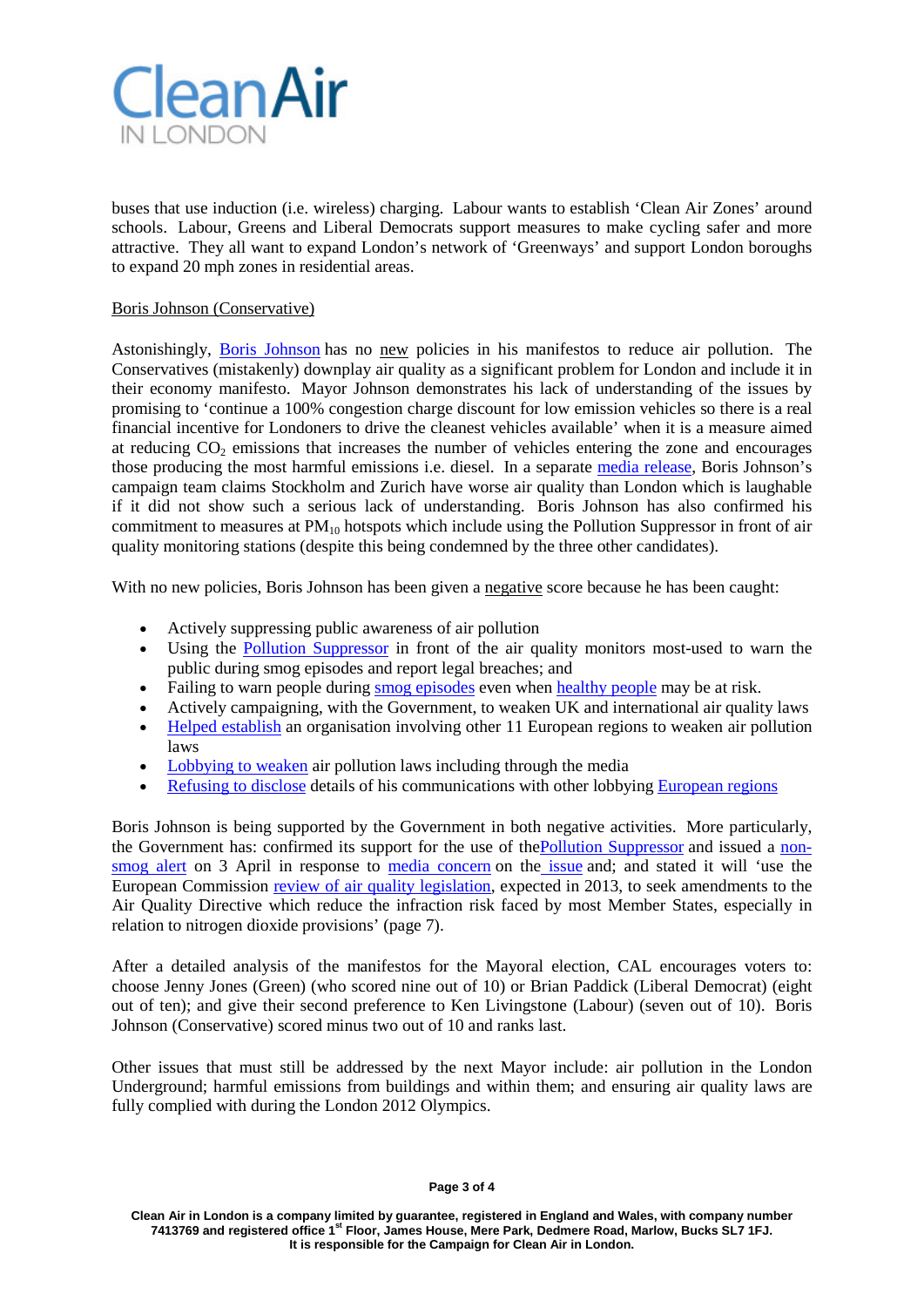buses that use induction (i.e. wireless) charging. Labour wants to establish 'Clean Air Zones' around schools. Labour, Greens and Liberal Democrats support measures to make cycling safer and more attractive. They all want to expand London's network of 'Greenways' and support London boroughs to expand 20 mph zones in residential areas.

Boris Johnson (Conservative)

Astonishingly, Boris Johnson has no new policies in his manifestos to reduce air pollution. The Conservatives (mistakenly) downplay air quality as a significant problem for London and include it in their economy manifesto. Mayor Johnson demonstrates his lack of understanding of the issues by promising to 'continue a 100% congestion charge discount for low emission vehicles so there is a real financial incentive for Londoners to drive the cleanest vehicles available' when it is a measure aimed at reducing $CO_2$ emissions that increases the number of vehicles entering the zone and encourages those producing the most harmful emissions i.e. diesel. In a separate media release, Boris Johnson's campaign team claims Stockholm and Zurich have worse air quality than London which is laughable if it did not show such a serious lack of understanding. Boris Johnson has also confirmed his commitment to measures at $PM_{10}$ hotspots which include using the Pollution Suppressor in front of air quality monitoring stations (despite this being condemned by the three other candidates).

With no new policies, Boris Johnson has been given a negative score because he has been caught:

- Actively suppressing public awareness of air pollution
- Using the Pollution Suppressor in front of the air quality monitors most-used to warn the public during smog episodes and report legal breaches; and
- Failing to warn people during smog episodes even when healthy people may be at risk.
- Actively campaigning, with the Government, to weaken UK and international air quality laws
- Helped establish an organisation involving other 11 European regions to weaken air pollution laws
- Lobbying to weaken air pollution laws including through the media
- Refusing to disclose details of his communications with other lobbying European regions

Boris Johnson is being supported by the Government in both negative activities. More particularly, the Government has: confirmed its support for the use of thePollution Suppressor and issued a non-smog alert on 3 April in response to media concern on the issue and; and stated it will 'use the European Commission review of air quality legislation, expected in 2013, to seek amendments to the Air Quality Directive which reduce the infraction risk faced by most Member States, especially in relation to nitrogen dioxide provisions' (page 7).

After a detailed analysis of the manifestos for the Mayoral election, CAL encourages voters to: choose Jenny Jones (Green) (who scored nine out of 10) or Brian Paddick (Liberal Democrat) (eight out of ten); and give their second preference to Ken Livingstone (Labour) (seven out of 10). Boris Johnson (Conservative) scored minus two out of 10 and ranks last.

Other issues that must still be addressed by the next Mayor include: air pollution in the London Underground; harmful emissions from buildings and within them; and ensuring air quality laws are fully complied with during the London 2012 Olympics.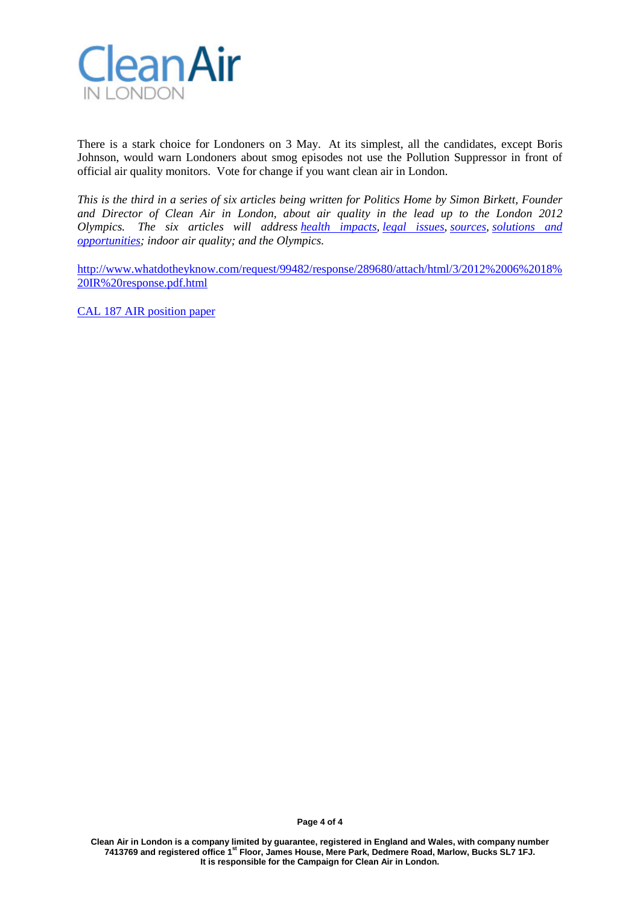There is a stark choice for Londoners on 3 May. At its simplest, all the candidates, except Boris Johnson, would warn Londoners about smog episodes not use the Pollution Suppressor in front of official air quality monitors. Vote for change if you want clean air in London.

*This is the third in a series of six articles being written for Politics Home by Simon Birkett, Founder and Director of Clean Air in London, about air quality in the lead up to the London 2012 Olympics. The six articles will address [health impacts](), [legal issues](), [sources](), [solutions and opportunities](); indoor air quality; and the Olympics.*

[http://www.whatdotheyknow.com/request/99482/response/289680/attach/html/3/2012%2006%2018%20IR%20response.pdf.html](http://www.whatdotheyknow.com/request/99482/response/289680/attach/html/3/2012%2006%2018%20IR%20response.pdf.html)

[CAL 187 AIR position paper]()

Clean Air in London is a company limited by guarantee, registered in England and Wales, with company number 7413769 and registered office 1st Floor, James House, Mere Park, Dedmere Road, Marlow, Bucks SL7 1FJ.
It is responsible for the Campaign for Clean Air in London.